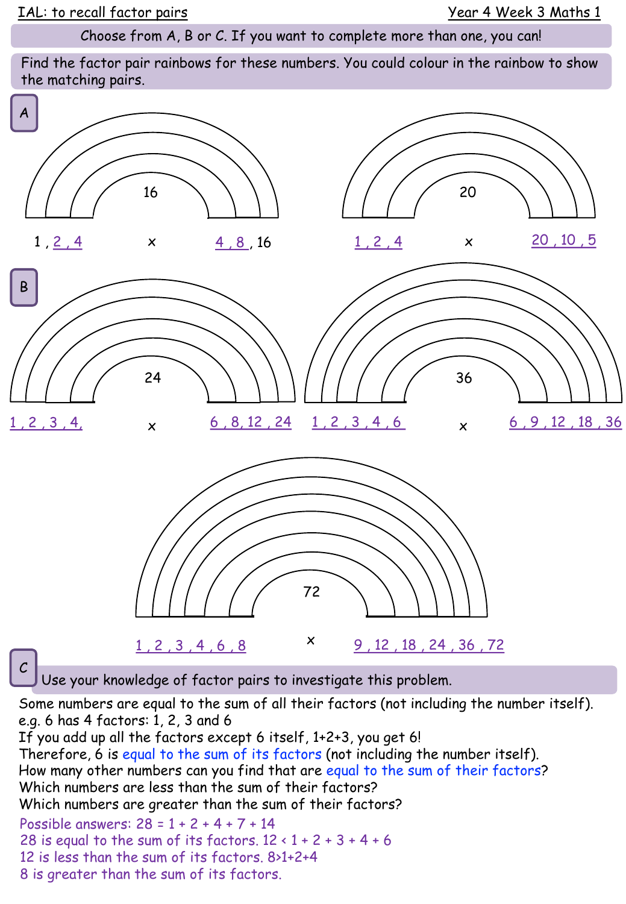IAL: to recall factor pairs

Year 4 Week 3 Maths 1

Choose from A, B or C. If you want to complete more than one, you can!

Find the factor pair rainbows for these numbers. You could colour in the rainbow to show the matching pairs.

**A**

16

1 , 2 , 4 × 4 , 8 , 16

20

1 , 2 , 4 × 20 , 10 , 5

**B**

24

1 , 2 , 3 , 4, × 6 , 8, 12 , 24

36

1 , 2 , 3 , 4 , 6 × 6 , 9 , 12 , 18 , 36

72

1 , 2 , 3 , 4 , 6 , 8 × 9 , 12 , 18 , 24 , 36 , 72

**C**

Use your knowledge of factor pairs to investigate this problem.

Some numbers are equal to the sum of all their factors (not including the number itself).
e.g. 6 has 4 factors: 1, 2, 3 and 6
If you add up all the factors except 6 itself, 1+2+3, you get 6!
Therefore, 6 is equal to the sum of its factors (not including the number itself).
How many other numbers can you find that are equal to the sum of their factors?
Which numbers are less than the sum of their factors?
Which numbers are greater than the sum of their factors?

Possible answers: 28 = 1 + 2 + 4 + 7 + 14
28 is equal to the sum of its factors. 12 < 1 + 2 + 3 + 4 + 6
12 is less than the sum of its factors. 8>1+2+4
8 is greater than the sum of its factors.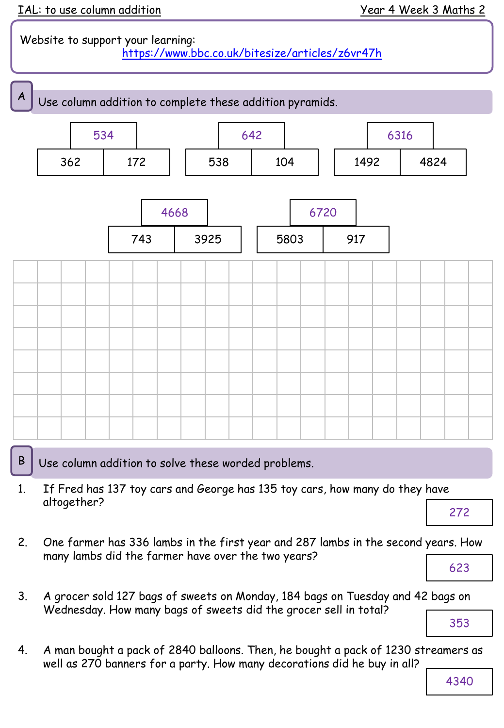IAL: to use column addition

Year 4 Week 3 Maths 2

Website to support your learning:
https://www.bbc.co.uk/bitesize/articles/z6vr47h

## A

Use column addition to complete these addition pyramids.

| 534 | |
|---|---|
| 362 | 172 |

| 642 | |
|---|---|
| 538 | 104 |

| 6316 | |
|---|---|
| 1492 | 4824 |

| 4668 | |
|---|---|
| 743 | 3925 |

| 6720 | |
|---|---|
| 5803 | 917 |

## B

Use column addition to solve these worded problems.

1. If Fred has 137 toy cars and George has 135 toy cars, how many do they have altogether?

   272

2. One farmer has 336 lambs in the first year and 287 lambs in the second years. How many lambs did the farmer have over the two years?

   623

3. A grocer sold 127 bags of sweets on Monday, 184 bags on Tuesday and 42 bags on Wednesday. How many bags of sweets did the grocer sell in total?

   353

4. A man bought a pack of 2840 balloons. Then, he bought a pack of 1230 streamers as well as 270 banners for a party. How many decorations did he buy in all?

   4340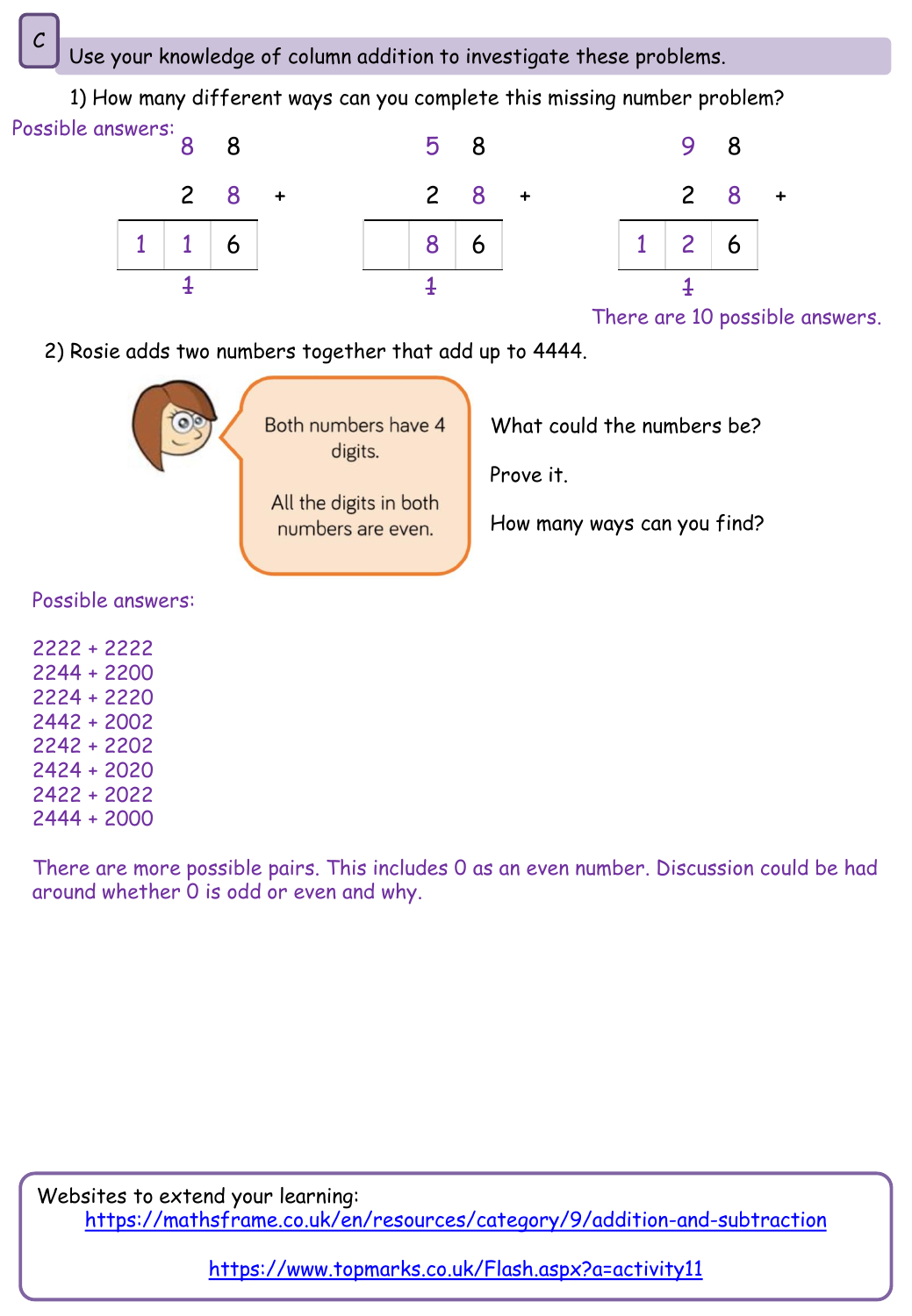C

Use your knowledge of column addition to investigate these problems.

1) How many different ways can you complete this missing number problem?

Possible answers:

```
  8 8        5 8        9 8
  2 8 +      2 8 +      2 8 +
1 1 6        8 6      1 2 6
  1          1          1
```

There are 10 possible answers.

2) Rosie adds two numbers together that add up to 4444.

Both numbers have 4 digits.

All the digits in both numbers are even.

What could the numbers be?

Prove it.

How many ways can you find?

Possible answers:

2222 + 2222
2244 + 2200
2224 + 2220
2442 + 2002
2242 + 2202
2424 + 2020
2422 + 2022
2444 + 2000

There are more possible pairs. This includes 0 as an even number. Discussion could be had around whether 0 is odd or even and why.

Websites to extend your learning:
https://mathsframe.co.uk/en/resources/category/9/addition-and-subtraction

https://www.topmarks.co.uk/Flash.aspx?a=activity11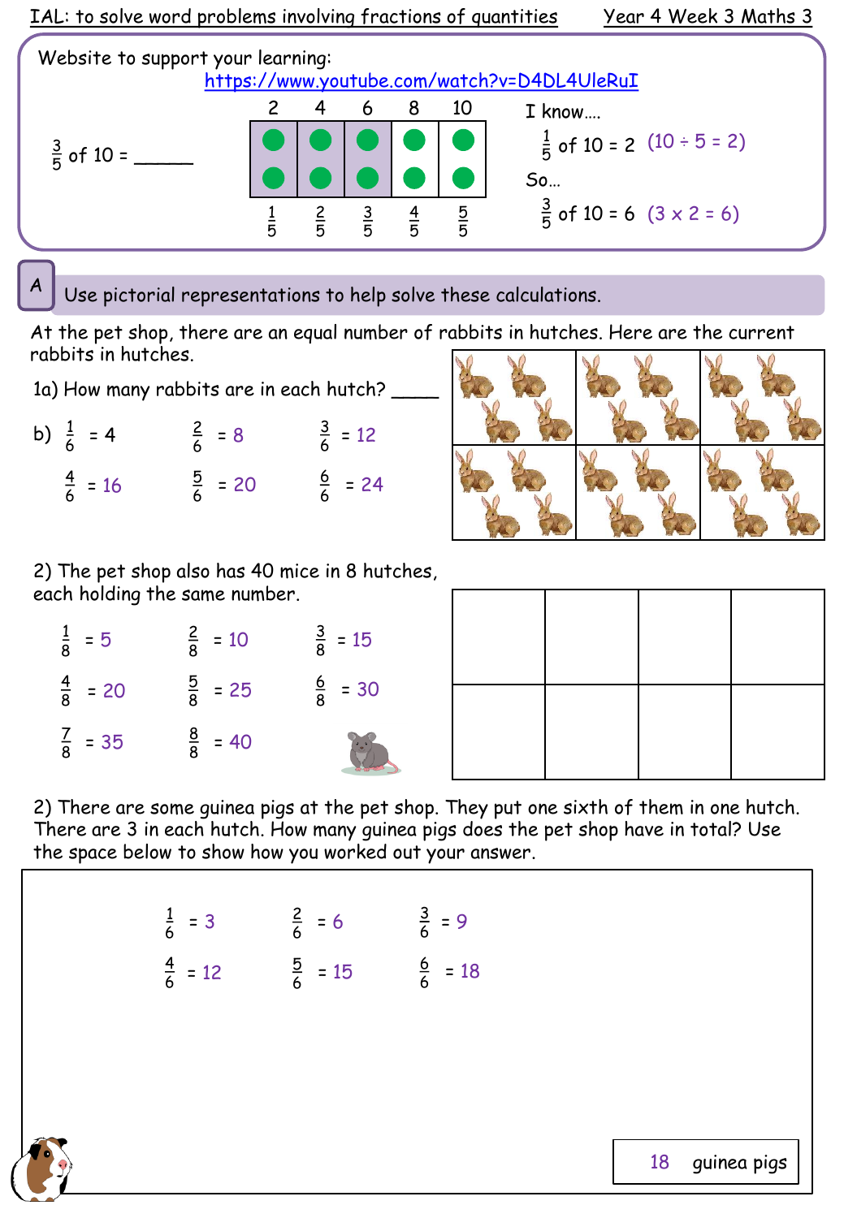IAL: to solve word problems involving fractions of quantities — Year 4 Week 3 Maths 3

Website to support your learning:
https://www.youtube.com/watch?v=D4DL4UleRuI

$\frac{3}{5}$ of 10 = ______

| 2 | 4 | 6 | 8 | 10 |
|---|---|---|---|---|
| ● ● | ● ● | ● ● | ● ● | ● ● |
| $\frac{1}{5}$ | $\frac{2}{5}$ | $\frac{3}{5}$ | $\frac{4}{5}$ | $\frac{5}{5}$ |

I know….

$\frac{1}{5}$ of 10 = 2 (10 ÷ 5 = 2)

So…

$\frac{3}{5}$ of 10 = 6 (3 x 2 = 6)

## A Use pictorial representations to help solve these calculations.

At the pet shop, there are an equal number of rabbits in hutches. Here are the current rabbits in hutches.

1a) How many rabbits are in each hutch? _____

b) $\frac{1}{6}$ = 4 $\frac{2}{6}$ = 8 $\frac{3}{6}$ = 12

$\frac{4}{6}$ = 16 $\frac{5}{6}$ = 20 $\frac{6}{6}$ = 24

2) The pet shop also has 40 mice in 8 hutches, each holding the same number.

$\frac{1}{8}$ = 5 $\frac{2}{8}$ = 10 $\frac{3}{8}$ = 15

$\frac{4}{8}$ = 20 $\frac{5}{8}$ = 25 $\frac{6}{8}$ = 30

$\frac{7}{8}$ = 35 $\frac{8}{8}$ = 40

2) There are some guinea pigs at the pet shop. They put one sixth of them in one hutch. There are 3 in each hutch. How many guinea pigs does the pet shop have in total? Use the space below to show how you worked out your answer.

$\frac{1}{6}$ = 3 $\frac{2}{6}$ = 6 $\frac{3}{6}$ = 9

$\frac{4}{6}$ = 12 $\frac{5}{6}$ = 15 $\frac{6}{6}$ = 18

18 guinea pigs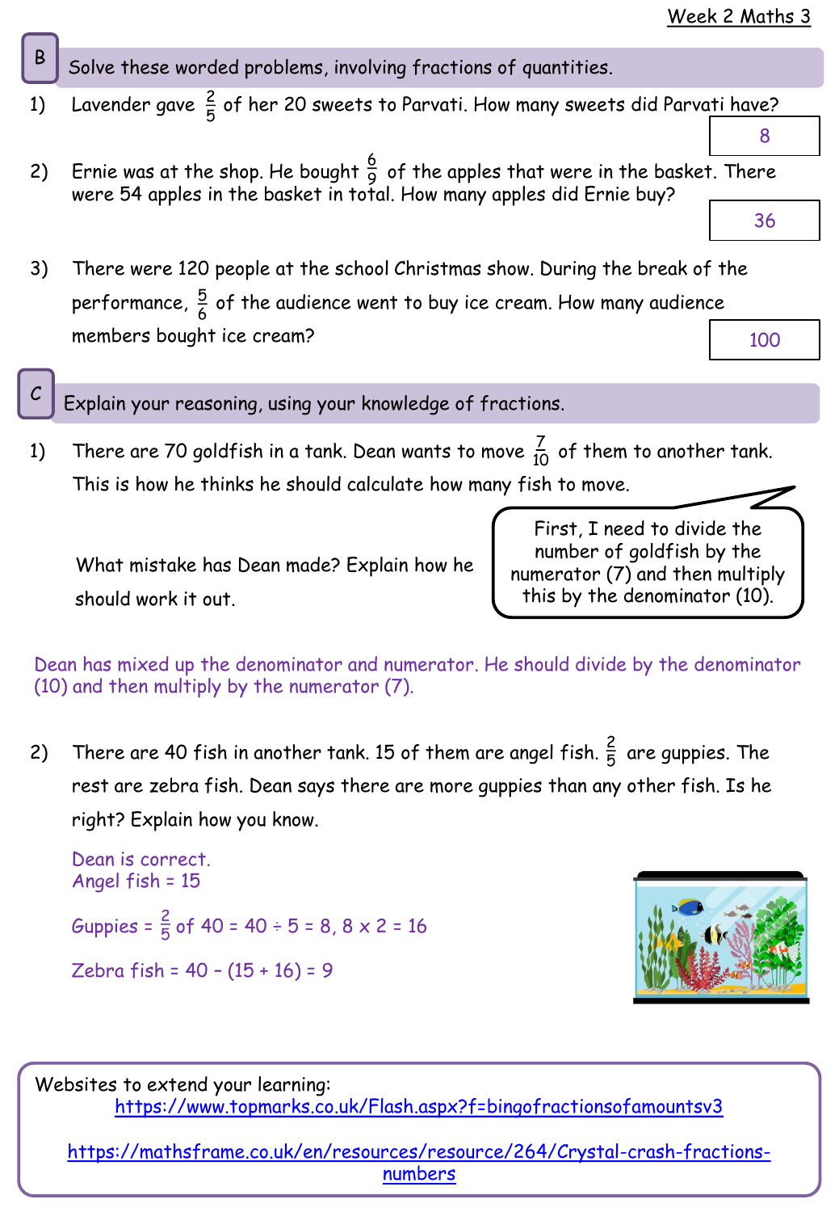Week 2 Maths 3

## B — Solve these worded problems, involving fractions of quantities.

1) Lavender gave $\frac{2}{5}$ of her 20 sweets to Parvati. How many sweets did Parvati have?

   **8**

2) Ernie was at the shop. He bought $\frac{6}{9}$ of the apples that were in the basket. There were 54 apples in the basket in total. How many apples did Ernie buy?

   **36**

3) There were 120 people at the school Christmas show. During the break of the performance, $\frac{5}{6}$ of the audience went to buy ice cream. How many audience members bought ice cream?

   **100**

## C — Explain your reasoning, using your knowledge of fractions.

1) There are 70 goldfish in a tank. Dean wants to move $\frac{7}{10}$ of them to another tank. This is how he thinks he should calculate how many fish to move.

   > First, I need to divide the number of goldfish by the numerator (7) and then multiply this by the denominator (10).

   What mistake has Dean made? Explain how he should work it out.

Dean has mixed up the denominator and numerator. He should divide by the denominator (10) and then multiply by the numerator (7).

2) There are 40 fish in another tank. 15 of them are angel fish. $\frac{2}{5}$ are guppies. The rest are zebra fish. Dean says there are more guppies than any other fish. Is he right? Explain how you know.

   Dean is correct.
   Angel fish = 15

   Guppies = $\frac{2}{5}$ of 40 = 40 ÷ 5 = 8, 8 x 2 = 16

   Zebra fish = 40 – (15 + 16) = 9

Websites to extend your learning:

https://www.topmarks.co.uk/Flash.aspx?f=bingofractionsofamountsv3

https://mathsframe.co.uk/en/resources/resource/264/Crystal-crash-fractions-numbers